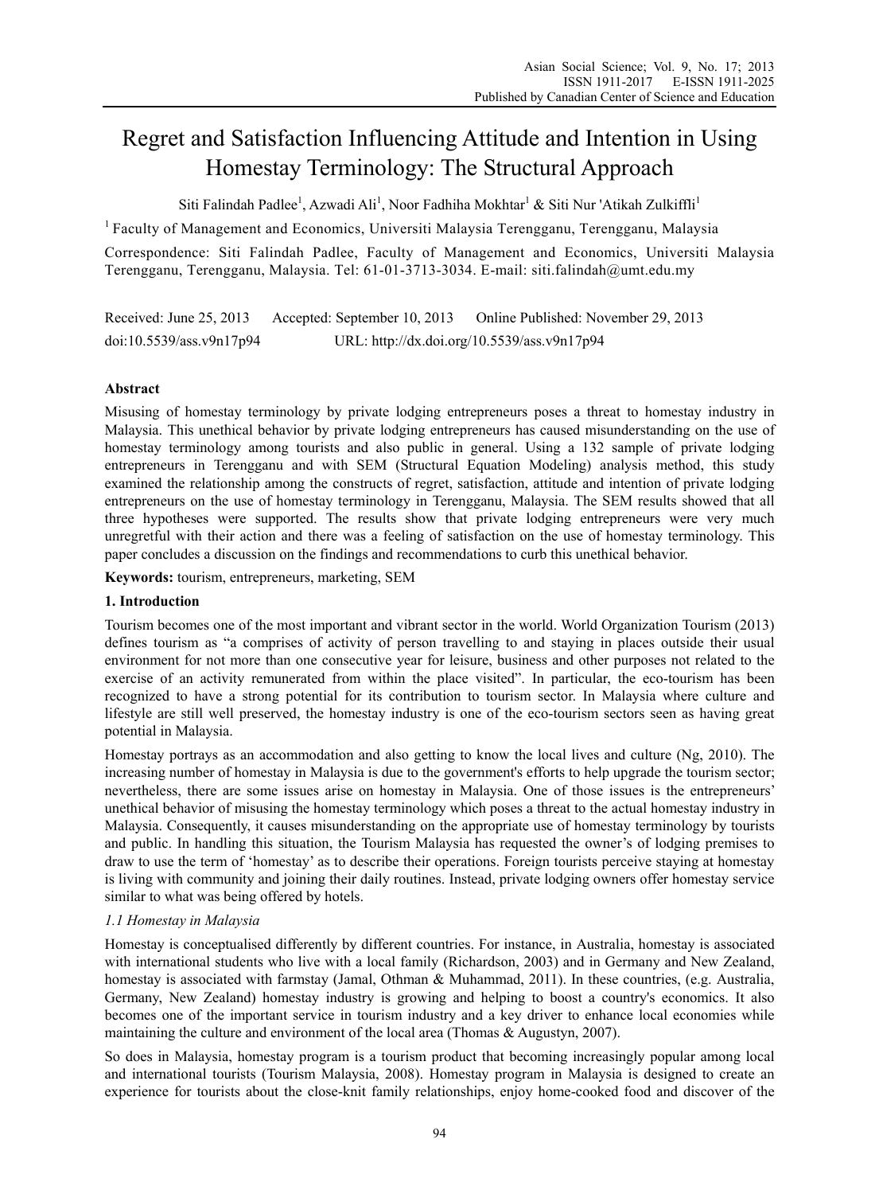# Regret and Satisfaction Influencing Attitude and Intention in Using Homestay Terminology: The Structural Approach

Siti Falindah Padlee[1], Azwadi Ali[1], Noor Fadhiha Mokhtar[1] & Siti Nur 'Atikah Zulkiffli[1]

[1] Faculty of Management and Economics, Universiti Malaysia Terengganu, Terengganu, Malaysia

Correspondence: Siti Falindah Padlee, Faculty of Management and Economics, Universiti Malaysia Terengganu, Terengganu, Malaysia. Tel: 61-01-3713-3034. E-mail: siti.falindah@umt.edu.my

Received: June 25, 2013 Accepted: September 10, 2013 Online Published: November 29, 2013

doi:10.5539/ass.v9n17p94 URL: http://dx.doi.org/10.5539/ass.v9n17p94

## Abstract

Misusing of homestay terminology by private lodging entrepreneurs poses a threat to homestay industry in Malaysia. This unethical behavior by private lodging entrepreneurs has caused misunderstanding on the use of homestay terminology among tourists and also public in general. Using a 132 sample of private lodging entrepreneurs in Terengganu and with SEM (Structural Equation Modeling) analysis method, this study examined the relationship among the constructs of regret, satisfaction, attitude and intention of private lodging entrepreneurs on the use of homestay terminology in Terengganu, Malaysia. The SEM results showed that all three hypotheses were supported. The results show that private lodging entrepreneurs were very much unregretful with their action and there was a feeling of satisfaction on the use of homestay terminology. This paper concludes a discussion on the findings and recommendations to curb this unethical behavior.

**Keywords:** tourism, entrepreneurs, marketing, SEM

## 1. Introduction

Tourism becomes one of the most important and vibrant sector in the world. World Organization Tourism (2013) defines tourism as "a comprises of activity of person travelling to and staying in places outside their usual environment for not more than one consecutive year for leisure, business and other purposes not related to the exercise of an activity remunerated from within the place visited". In particular, the eco-tourism has been recognized to have a strong potential for its contribution to tourism sector. In Malaysia where culture and lifestyle are still well preserved, the homestay industry is one of the eco-tourism sectors seen as having great potential in Malaysia.

Homestay portrays as an accommodation and also getting to know the local lives and culture (Ng, 2010). The increasing number of homestay in Malaysia is due to the government's efforts to help upgrade the tourism sector; nevertheless, there are some issues arise on homestay in Malaysia. One of those issues is the entrepreneurs' unethical behavior of misusing the homestay terminology which poses a threat to the actual homestay industry in Malaysia. Consequently, it causes misunderstanding on the appropriate use of homestay terminology by tourists and public. In handling this situation, the Tourism Malaysia has requested the owner's of lodging premises to draw to use the term of 'homestay' as to describe their operations. Foreign tourists perceive staying at homestay is living with community and joining their daily routines. Instead, private lodging owners offer homestay service similar to what was being offered by hotels.

### *1.1 Homestay in Malaysia*

Homestay is conceptualised differently by different countries. For instance, in Australia, homestay is associated with international students who live with a local family (Richardson, 2003) and in Germany and New Zealand, homestay is associated with farmstay (Jamal, Othman & Muhammad, 2011). In these countries, (e.g. Australia, Germany, New Zealand) homestay industry is growing and helping to boost a country's economics. It also becomes one of the important service in tourism industry and a key driver to enhance local economies while maintaining the culture and environment of the local area (Thomas & Augustyn, 2007).

So does in Malaysia, homestay program is a tourism product that becoming increasingly popular among local and international tourists (Tourism Malaysia, 2008). Homestay program in Malaysia is designed to create an experience for tourists about the close-knit family relationships, enjoy home-cooked food and discover of the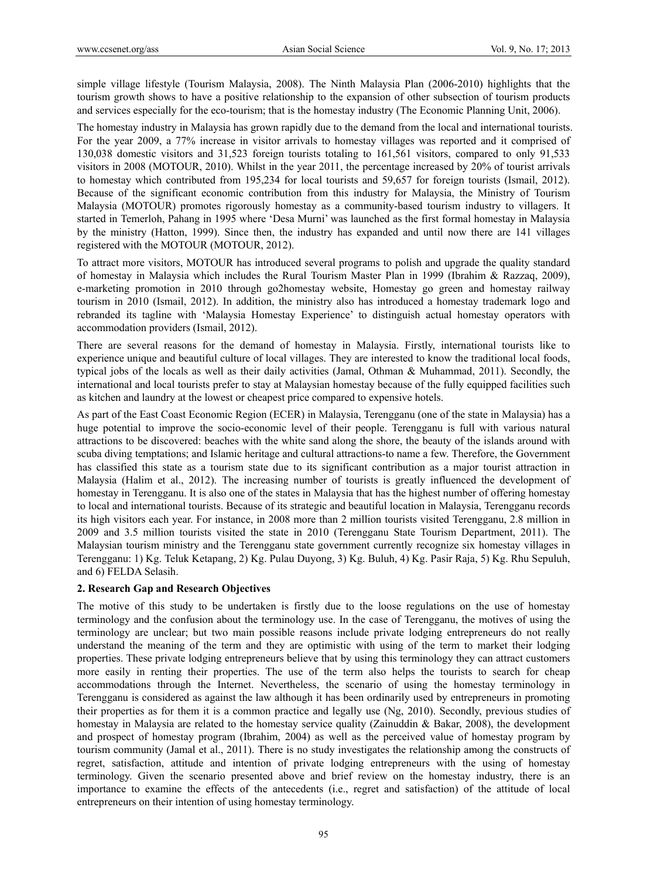simple village lifestyle (Tourism Malaysia, 2008). The Ninth Malaysia Plan (2006-2010) highlights that the tourism growth shows to have a positive relationship to the expansion of other subsection of tourism products and services especially for the eco-tourism; that is the homestay industry (The Economic Planning Unit, 2006).

The homestay industry in Malaysia has grown rapidly due to the demand from the local and international tourists. For the year 2009, a 77% increase in visitor arrivals to homestay villages was reported and it comprised of 130,038 domestic visitors and 31,523 foreign tourists totaling to 161,561 visitors, compared to only 91,533 visitors in 2008 (MOTOUR, 2010). Whilst in the year 2011, the percentage increased by 20% of tourist arrivals to homestay which contributed from 195,234 for local tourists and 59,657 for foreign tourists (Ismail, 2012). Because of the significant economic contribution from this industry for Malaysia, the Ministry of Tourism Malaysia (MOTOUR) promotes rigorously homestay as a community-based tourism industry to villagers. It started in Temerloh, Pahang in 1995 where 'Desa Murni' was launched as the first formal homestay in Malaysia by the ministry (Hatton, 1999). Since then, the industry has expanded and until now there are 141 villages registered with the MOTOUR (MOTOUR, 2012).

To attract more visitors, MOTOUR has introduced several programs to polish and upgrade the quality standard of homestay in Malaysia which includes the Rural Tourism Master Plan in 1999 (Ibrahim & Razzaq, 2009), e-marketing promotion in 2010 through go2homestay website, Homestay go green and homestay railway tourism in 2010 (Ismail, 2012). In addition, the ministry also has introduced a homestay trademark logo and rebranded its tagline with 'Malaysia Homestay Experience' to distinguish actual homestay operators with accommodation providers (Ismail, 2012).

There are several reasons for the demand of homestay in Malaysia. Firstly, international tourists like to experience unique and beautiful culture of local villages. They are interested to know the traditional local foods, typical jobs of the locals as well as their daily activities (Jamal, Othman & Muhammad, 2011). Secondly, the international and local tourists prefer to stay at Malaysian homestay because of the fully equipped facilities such as kitchen and laundry at the lowest or cheapest price compared to expensive hotels.

As part of the East Coast Economic Region (ECER) in Malaysia, Terengganu (one of the state in Malaysia) has a huge potential to improve the socio-economic level of their people. Terengganu is full with various natural attractions to be discovered: beaches with the white sand along the shore, the beauty of the islands around with scuba diving temptations; and Islamic heritage and cultural attractions-to name a few. Therefore, the Government has classified this state as a tourism state due to its significant contribution as a major tourist attraction in Malaysia (Halim et al., 2012). The increasing number of tourists is greatly influenced the development of homestay in Terengganu. It is also one of the states in Malaysia that has the highest number of offering homestay to local and international tourists. Because of its strategic and beautiful location in Malaysia, Terengganu records its high visitors each year. For instance, in 2008 more than 2 million tourists visited Terengganu, 2.8 million in 2009 and 3.5 million tourists visited the state in 2010 (Terengganu State Tourism Department, 2011). The Malaysian tourism ministry and the Terengganu state government currently recognize six homestay villages in Terengganu: 1) Kg. Teluk Ketapang, 2) Kg. Pulau Duyong, 3) Kg. Buluh, 4) Kg. Pasir Raja, 5) Kg. Rhu Sepuluh, and 6) FELDA Selasih.

## 2. Research Gap and Research Objectives

The motive of this study to be undertaken is firstly due to the loose regulations on the use of homestay terminology and the confusion about the terminology use. In the case of Terengganu, the motives of using the terminology are unclear; but two main possible reasons include private lodging entrepreneurs do not really understand the meaning of the term and they are optimistic with using of the term to market their lodging properties. These private lodging entrepreneurs believe that by using this terminology they can attract customers more easily in renting their properties. The use of the term also helps the tourists to search for cheap accommodations through the Internet. Nevertheless, the scenario of using the homestay terminology in Terengganu is considered as against the law although it has been ordinarily used by entrepreneurs in promoting their properties as for them it is a common practice and legally use (Ng, 2010). Secondly, previous studies of homestay in Malaysia are related to the homestay service quality (Zainuddin & Bakar, 2008), the development and prospect of homestay program (Ibrahim, 2004) as well as the perceived value of homestay program by tourism community (Jamal et al., 2011). There is no study investigates the relationship among the constructs of regret, satisfaction, attitude and intention of private lodging entrepreneurs with the using of homestay terminology. Given the scenario presented above and brief review on the homestay industry, there is an importance to examine the effects of the antecedents (i.e., regret and satisfaction) of the attitude of local entrepreneurs on their intention of using homestay terminology.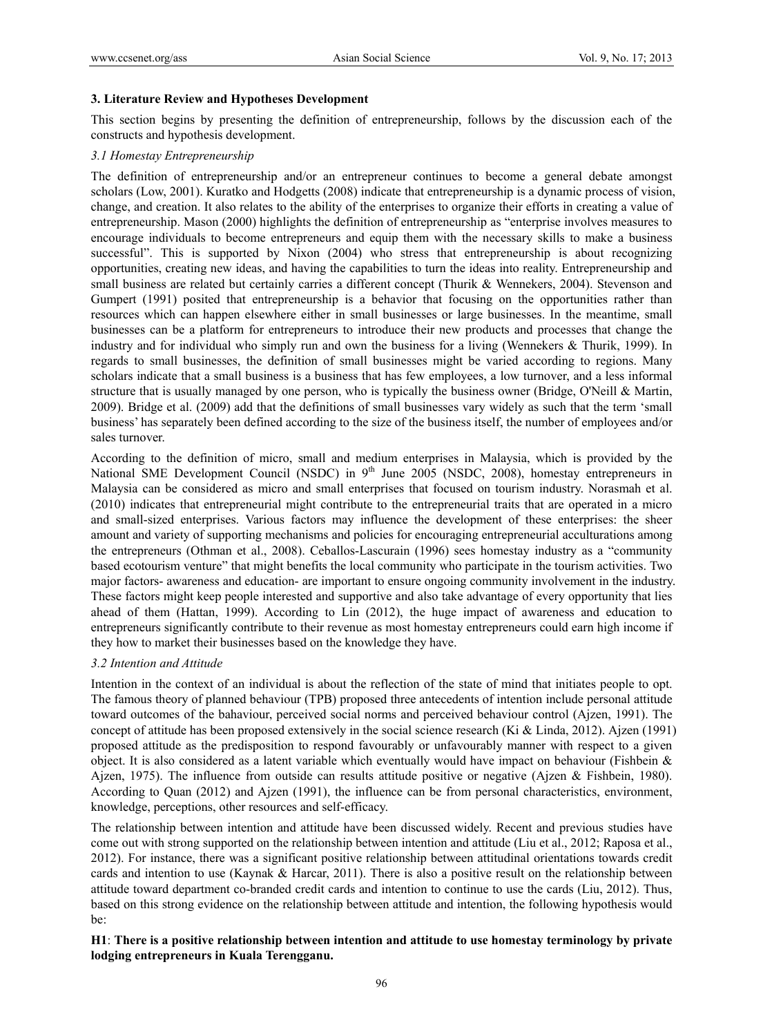## 3. Literature Review and Hypotheses Development

This section begins by presenting the definition of entrepreneurship, follows by the discussion each of the constructs and hypothesis development.

### *3.1 Homestay Entrepreneurship*

The definition of entrepreneurship and/or an entrepreneur continues to become a general debate amongst scholars (Low, 2001). Kuratko and Hodgetts (2008) indicate that entrepreneurship is a dynamic process of vision, change, and creation. It also relates to the ability of the enterprises to organize their efforts in creating a value of entrepreneurship. Mason (2000) highlights the definition of entrepreneurship as "enterprise involves measures to encourage individuals to become entrepreneurs and equip them with the necessary skills to make a business successful". This is supported by Nixon (2004) who stress that entrepreneurship is about recognizing opportunities, creating new ideas, and having the capabilities to turn the ideas into reality. Entrepreneurship and small business are related but certainly carries a different concept (Thurik & Wennekers, 2004). Stevenson and Gumpert (1991) posited that entrepreneurship is a behavior that focusing on the opportunities rather than resources which can happen elsewhere either in small businesses or large businesses. In the meantime, small businesses can be a platform for entrepreneurs to introduce their new products and processes that change the industry and for individual who simply run and own the business for a living (Wennekers & Thurik, 1999). In regards to small businesses, the definition of small businesses might be varied according to regions. Many scholars indicate that a small business is a business that has few employees, a low turnover, and a less informal structure that is usually managed by one person, who is typically the business owner (Bridge, O'Neill & Martin, 2009). Bridge et al. (2009) add that the definitions of small businesses vary widely as such that the term 'small business' has separately been defined according to the size of the business itself, the number of employees and/or sales turnover.

According to the definition of micro, small and medium enterprises in Malaysia, which is provided by the National SME Development Council (NSDC) in 9th June 2005 (NSDC, 2008), homestay entrepreneurs in Malaysia can be considered as micro and small enterprises that focused on tourism industry. Norasmah et al. (2010) indicates that entrepreneurial might contribute to the entrepreneurial traits that are operated in a micro and small-sized enterprises. Various factors may influence the development of these enterprises: the sheer amount and variety of supporting mechanisms and policies for encouraging entrepreneurial acculturations among the entrepreneurs (Othman et al., 2008). Ceballos-Lascurain (1996) sees homestay industry as a "community based ecotourism venture" that might benefits the local community who participate in the tourism activities. Two major factors- awareness and education- are important to ensure ongoing community involvement in the industry. These factors might keep people interested and supportive and also take advantage of every opportunity that lies ahead of them (Hattan, 1999). According to Lin (2012), the huge impact of awareness and education to entrepreneurs significantly contribute to their revenue as most homestay entrepreneurs could earn high income if they how to market their businesses based on the knowledge they have.

### *3.2 Intention and Attitude*

Intention in the context of an individual is about the reflection of the state of mind that initiates people to opt. The famous theory of planned behaviour (TPB) proposed three antecedents of intention include personal attitude toward outcomes of the bahaviour, perceived social norms and perceived behaviour control (Ajzen, 1991). The concept of attitude has been proposed extensively in the social science research (Ki & Linda, 2012). Ajzen (1991) proposed attitude as the predisposition to respond favourably or unfavourably manner with respect to a given object. It is also considered as a latent variable which eventually would have impact on behaviour (Fishbein & Ajzen, 1975). The influence from outside can results attitude positive or negative (Ajzen & Fishbein, 1980). According to Quan (2012) and Ajzen (1991), the influence can be from personal characteristics, environment, knowledge, perceptions, other resources and self-efficacy.

The relationship between intention and attitude have been discussed widely. Recent and previous studies have come out with strong supported on the relationship between intention and attitude (Liu et al., 2012; Raposa et al., 2012). For instance, there was a significant positive relationship between attitudinal orientations towards credit cards and intention to use (Kaynak & Harcar, 2011). There is also a positive result on the relationship between attitude toward department co-branded credit cards and intention to continue to use the cards (Liu, 2012). Thus, based on this strong evidence on the relationship between attitude and intention, the following hypothesis would be:

**H1**: **There is a positive relationship between intention and attitude to use homestay terminology by private lodging entrepreneurs in Kuala Terengganu.**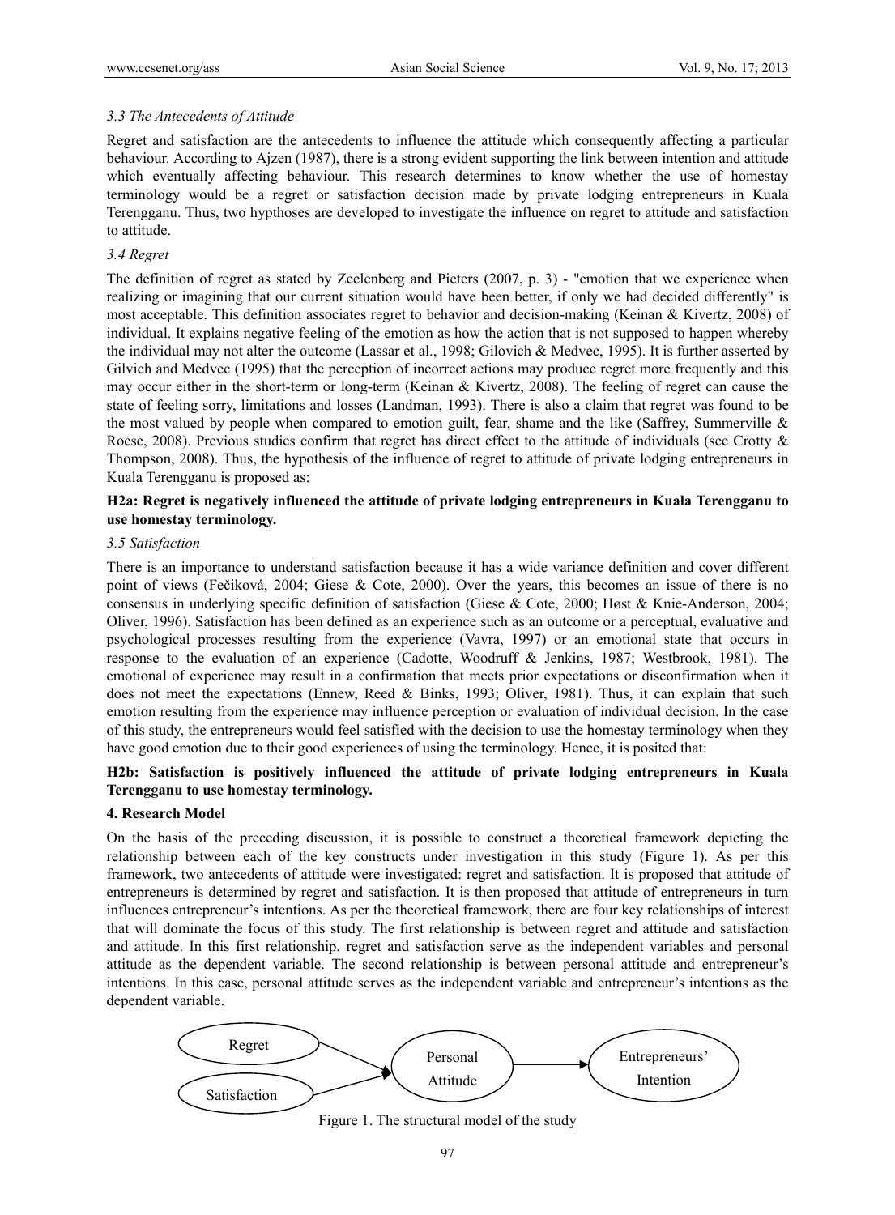### *3.3 The Antecedents of Attitude*

Regret and satisfaction are the antecedents to influence the attitude which consequently affecting a particular behaviour. According to Ajzen (1987), there is a strong evident supporting the link between intention and attitude which eventually affecting behaviour. This research determines to know whether the use of homestay terminology would be a regret or satisfaction decision made by private lodging entrepreneurs in Kuala Terengganu. Thus, two hypthoses are developed to investigate the influence on regret to attitude and satisfaction to attitude.

### *3.4 Regret*

The definition of regret as stated by Zeelenberg and Pieters (2007, p. 3) - "emotion that we experience when realizing or imagining that our current situation would have been better, if only we had decided differently" is most acceptable. This definition associates regret to behavior and decision-making (Keinan & Kivertz, 2008) of individual. It explains negative feeling of the emotion as how the action that is not supposed to happen whereby the individual may not alter the outcome (Lassar et al., 1998; Gilovich & Medvec, 1995). It is further asserted by Gilvich and Medvec (1995) that the perception of incorrect actions may produce regret more frequently and this may occur either in the short-term or long-term (Keinan & Kivertz, 2008). The feeling of regret can cause the state of feeling sorry, limitations and losses (Landman, 1993). There is also a claim that regret was found to be the most valued by people when compared to emotion guilt, fear, shame and the like (Saffrey, Summerville & Roese, 2008). Previous studies confirm that regret has direct effect to the attitude of individuals (see Crotty & Thompson, 2008). Thus, the hypothesis of the influence of regret to attitude of private lodging entrepreneurs in Kuala Terengganu is proposed as:

**H2a: Regret is negatively influenced the attitude of private lodging entrepreneurs in Kuala Terengganu to use homestay terminology.**

### *3.5 Satisfaction*

There is an importance to understand satisfaction because it has a wide variance definition and cover different point of views (Fečiková, 2004; Giese & Cote, 2000). Over the years, this becomes an issue of there is no consensus in underlying specific definition of satisfaction (Giese & Cote, 2000; Høst & Knie-Anderson, 2004; Oliver, 1996). Satisfaction has been defined as an experience such as an outcome or a perceptual, evaluative and psychological processes resulting from the experience (Vavra, 1997) or an emotional state that occurs in response to the evaluation of an experience (Cadotte, Woodruff & Jenkins, 1987; Westbrook, 1981). The emotional of experience may result in a confirmation that meets prior expectations or disconfirmation when it does not meet the expectations (Ennew, Reed & Binks, 1993; Oliver, 1981). Thus, it can explain that such emotion resulting from the experience may influence perception or evaluation of individual decision. In the case of this study, the entrepreneurs would feel satisfied with the decision to use the homestay terminology when they have good emotion due to their good experiences of using the terminology. Hence, it is posited that:

**H2b: Satisfaction is positively influenced the attitude of private lodging entrepreneurs in Kuala Terengganu to use homestay terminology.**

## 4. Research Model

On the basis of the preceding discussion, it is possible to construct a theoretical framework depicting the relationship between each of the key constructs under investigation in this study (Figure 1). As per this framework, two antecedents of attitude were investigated: regret and satisfaction. It is proposed that attitude of entrepreneurs is determined by regret and satisfaction. It is then proposed that attitude of entrepreneurs in turn influences entrepreneur's intentions. As per the theoretical framework, there are four key relationships of interest that will dominate the focus of this study. The first relationship is between regret and attitude and satisfaction and attitude. In this first relationship, regret and satisfaction serve as the independent variables and personal attitude as the dependent variable. The second relationship is between personal attitude and entrepreneur's intentions. In this case, personal attitude serves as the independent variable and entrepreneur's intentions as the dependent variable.

Regret

Satisfaction

Personal Attitude

Entrepreneurs' Intention

Figure 1. The structural model of the study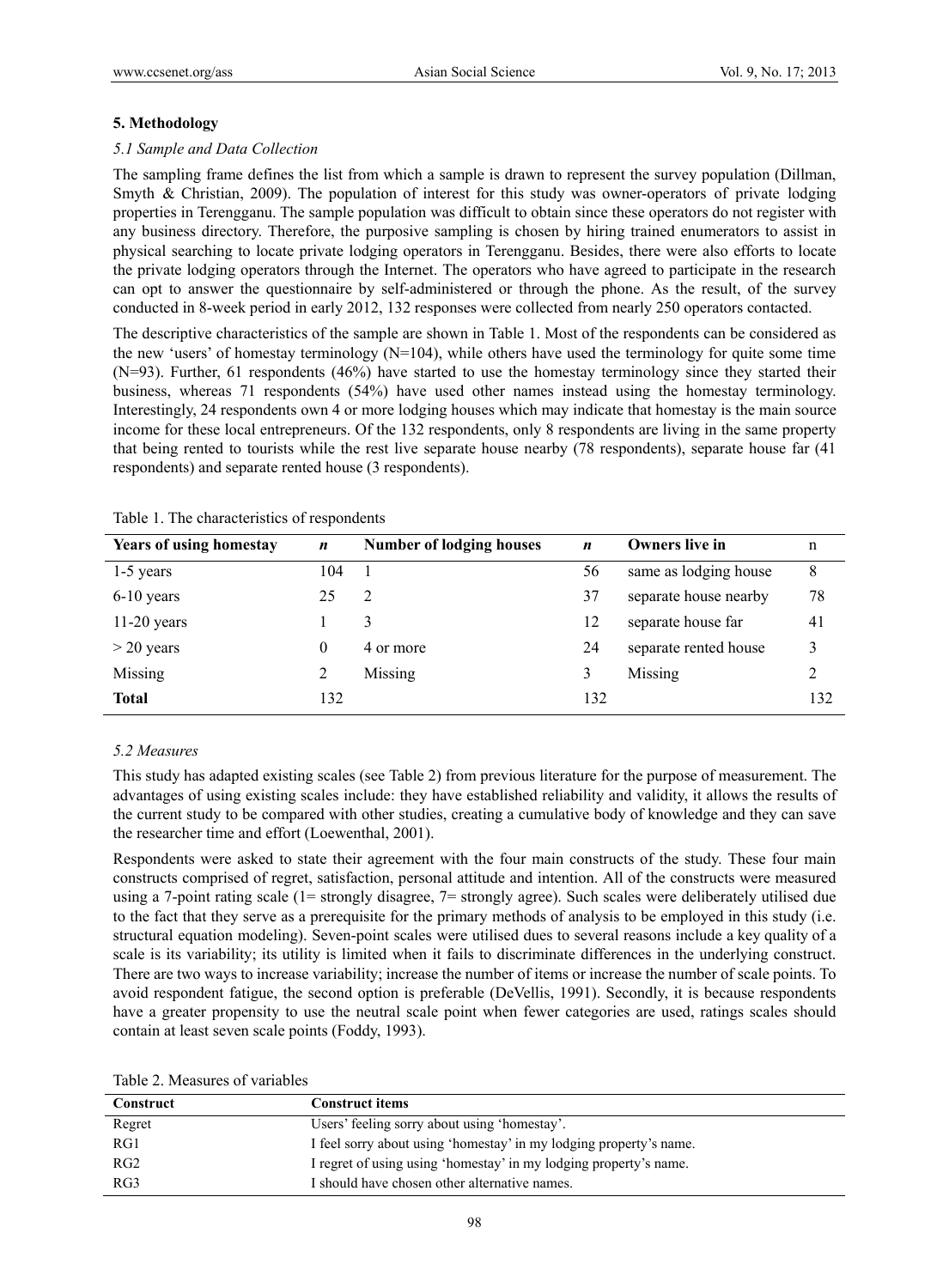## 5. Methodology

### *5.1 Sample and Data Collection*

The sampling frame defines the list from which a sample is drawn to represent the survey population (Dillman, Smyth & Christian, 2009). The population of interest for this study was owner-operators of private lodging properties in Terengganu. The sample population was difficult to obtain since these operators do not register with any business directory. Therefore, the purposive sampling is chosen by hiring trained enumerators to assist in physical searching to locate private lodging operators in Terengganu. Besides, there were also efforts to locate the private lodging operators through the Internet. The operators who have agreed to participate in the research can opt to answer the questionnaire by self-administered or through the phone. As the result, of the survey conducted in 8-week period in early 2012, 132 responses were collected from nearly 250 operators contacted.

The descriptive characteristics of the sample are shown in Table 1. Most of the respondents can be considered as the new 'users' of homestay terminology (N=104), while others have used the terminology for quite some time (N=93). Further, 61 respondents (46%) have started to use the homestay terminology since they started their business, whereas 71 respondents (54%) have used other names instead using the homestay terminology. Interestingly, 24 respondents own 4 or more lodging houses which may indicate that homestay is the main source income for these local entrepreneurs. Of the 132 respondents, only 8 respondents are living in the same property that being rented to tourists while the rest live separate house nearby (78 respondents), separate house far (41 respondents) and separate rented house (3 respondents).

Table 1. The characteristics of respondents

| Years of using homestay | *n* | Number of lodging houses | *n* | Owners live in | n |
|---|---|---|---|---|---|
| 1-5 years | 104 | 1 | 56 | same as lodging house | 8 |
| 6-10 years | 25 | 2 | 37 | separate house nearby | 78 |
| 11-20 years | 1 | 3 | 12 | separate house far | 41 |
| > 20 years | 0 | 4 or more | 24 | separate rented house | 3 |
| Missing | 2 | Missing | 3 | Missing | 2 |
| **Total** | 132 | | 132 | | 132 |

### *5.2 Measures*

This study has adapted existing scales (see Table 2) from previous literature for the purpose of measurement. The advantages of using existing scales include: they have established reliability and validity, it allows the results of the current study to be compared with other studies, creating a cumulative body of knowledge and they can save the researcher time and effort (Loewenthal, 2001).

Respondents were asked to state their agreement with the four main constructs of the study. These four main constructs comprised of regret, satisfaction, personal attitude and intention. All of the constructs were measured using a 7-point rating scale (1= strongly disagree, 7= strongly agree). Such scales were deliberately utilised due to the fact that they serve as a prerequisite for the primary methods of analysis to be employed in this study (i.e. structural equation modeling). Seven-point scales were utilised dues to several reasons include a key quality of a scale is its variability; its utility is limited when it fails to discriminate differences in the underlying construct. There are two ways to increase variability; increase the number of items or increase the number of scale points. To avoid respondent fatigue, the second option is preferable (DeVellis, 1991). Secondly, it is because respondents have a greater propensity to use the neutral scale point when fewer categories are used, ratings scales should contain at least seven scale points (Foddy, 1993).

Table 2. Measures of variables

| Construct | Construct items |
|---|---|
| Regret | Users' feeling sorry about using 'homestay'. |
| RG1 | I feel sorry about using 'homestay' in my lodging property's name. |
| RG2 | I regret of using using 'homestay' in my lodging property's name. |
| RG3 | I should have chosen other alternative names. |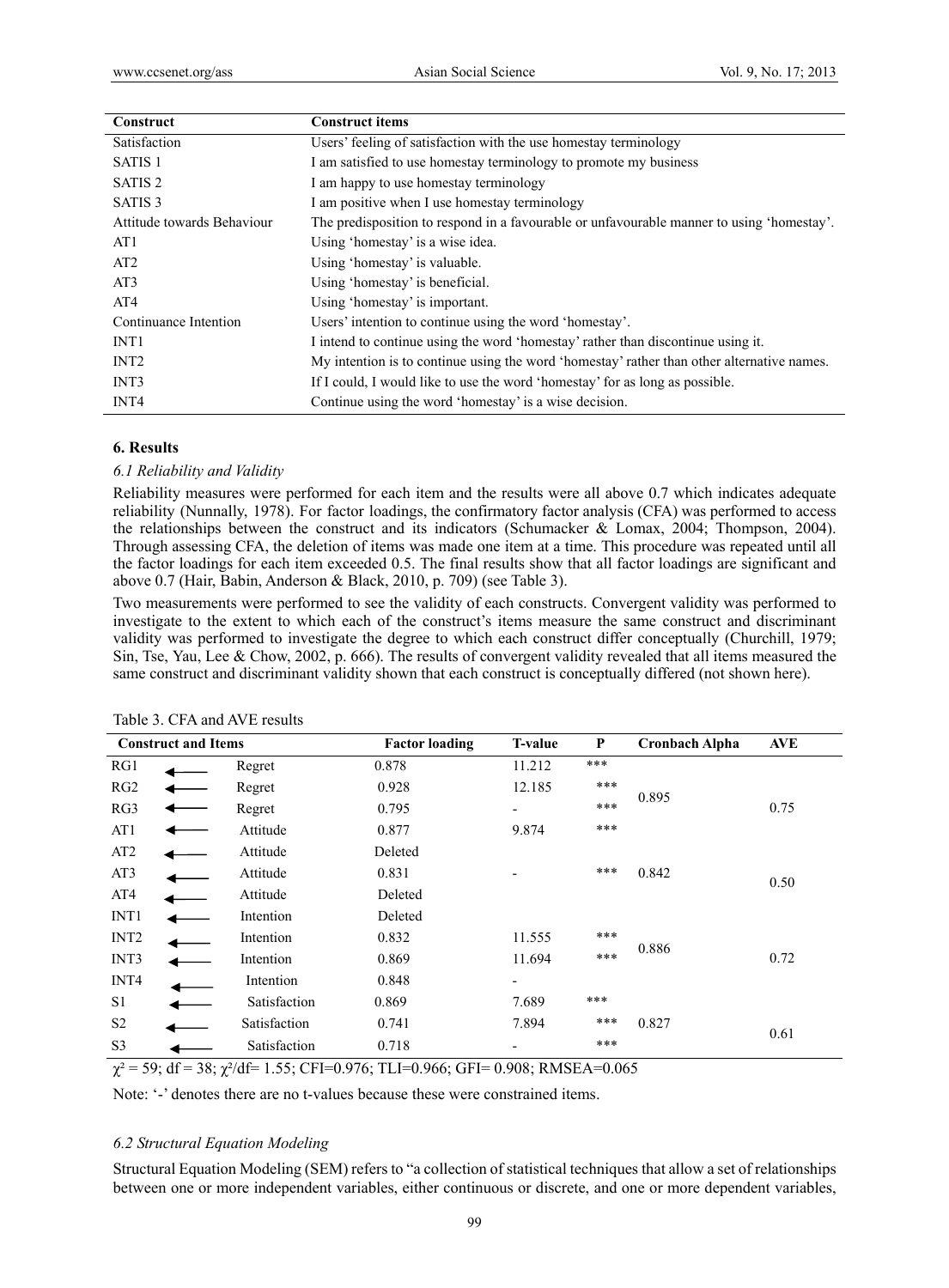| Construct | Construct items |
|---|---|
| Satisfaction | Users' feeling of satisfaction with the use homestay terminology |
| SATIS 1 | I am satisfied to use homestay terminology to promote my business |
| SATIS 2 | I am happy to use homestay terminology |
| SATIS 3 | I am positive when I use homestay terminology |
| Attitude towards Behaviour | The predisposition to respond in a favourable or unfavourable manner to using 'homestay'. |
| AT1 | Using 'homestay' is a wise idea. |
| AT2 | Using 'homestay' is valuable. |
| AT3 | Using 'homestay' is beneficial. |
| AT4 | Using 'homestay' is important. |
| Continuance Intention | Users' intention to continue using the word 'homestay'. |
| INT1 | I intend to continue using the word 'homestay' rather than discontinue using it. |
| INT2 | My intention is to continue using the word 'homestay' rather than other alternative names. |
| INT3 | If I could, I would like to use the word 'homestay' for as long as possible. |
| INT4 | Continue using the word 'homestay' is a wise decision. |

## 6. Results

### *6.1 Reliability and Validity*

Reliability measures were performed for each item and the results were all above 0.7 which indicates adequate reliability (Nunnally, 1978). For factor loadings, the confirmatory factor analysis (CFA) was performed to access the relationships between the construct and its indicators (Schumacker & Lomax, 2004; Thompson, 2004). Through assessing CFA, the deletion of items was made one item at a time. This procedure was repeated until all the factor loadings for each item exceeded 0.5. The final results show that all factor loadings are significant and above 0.7 (Hair, Babin, Anderson & Black, 2010, p. 709) (see Table 3).

Two measurements were performed to see the validity of each constructs. Convergent validity was performed to investigate to the extent to which each of the construct's items measure the same construct and discriminant validity was performed to investigate the degree to which each construct differ conceptually (Churchill, 1979; Sin, Tse, Yau, Lee & Chow, 2002, p. 666). The results of convergent validity revealed that all items measured the same construct and discriminant validity shown that each construct is conceptually differed (not shown here).

Table 3. CFA and AVE results

| Construct and Items | | | Factor loading | T-value | P | Cronbach Alpha | AVE |
|---|---|---|---|---|---|---|---|
| RG1 | ← | Regret | 0.878 | 11.212 | *** | | |
| RG2 | ← | Regret | 0.928 | 12.185 | *** | 0.895 | 0.75 |
| RG3 | ← | Regret | 0.795 | - | *** | | |
| AT1 | ← | Attitude | 0.877 | 9.874 | *** | | |
| AT2 | ← | Attitude | Deleted | | | | |
| AT3 | ← | Attitude | 0.831 | - | *** | 0.842 | 0.50 |
| AT4 | ← | Attitude | Deleted | | | | |
| INT1 | ← | Intention | Deleted | | | | |
| INT2 | ← | Intention | 0.832 | 11.555 | *** | 0.886 | 0.72 |
| INT3 | ← | Intention | 0.869 | 11.694 | *** | | |
| INT4 | ← | Intention | 0.848 | - | | | |
| S1 | ← | Satisfaction | 0.869 | 7.689 | *** | | |
| S2 | ← | Satisfaction | 0.741 | 7.894 | *** | 0.827 | 0.61 |
| S3 | ← | Satisfaction | 0.718 | - | *** | | |

$\chi^2$ = 59; df = 38; $\chi^2$/df= 1.55; CFI=0.976; TLI=0.966; GFI= 0.908; RMSEA=0.065

Note: '-' denotes there are no t-values because these were constrained items.

### *6.2 Structural Equation Modeling*

Structural Equation Modeling (SEM) refers to "a collection of statistical techniques that allow a set of relationships between one or more independent variables, either continuous or discrete, and one or more dependent variables,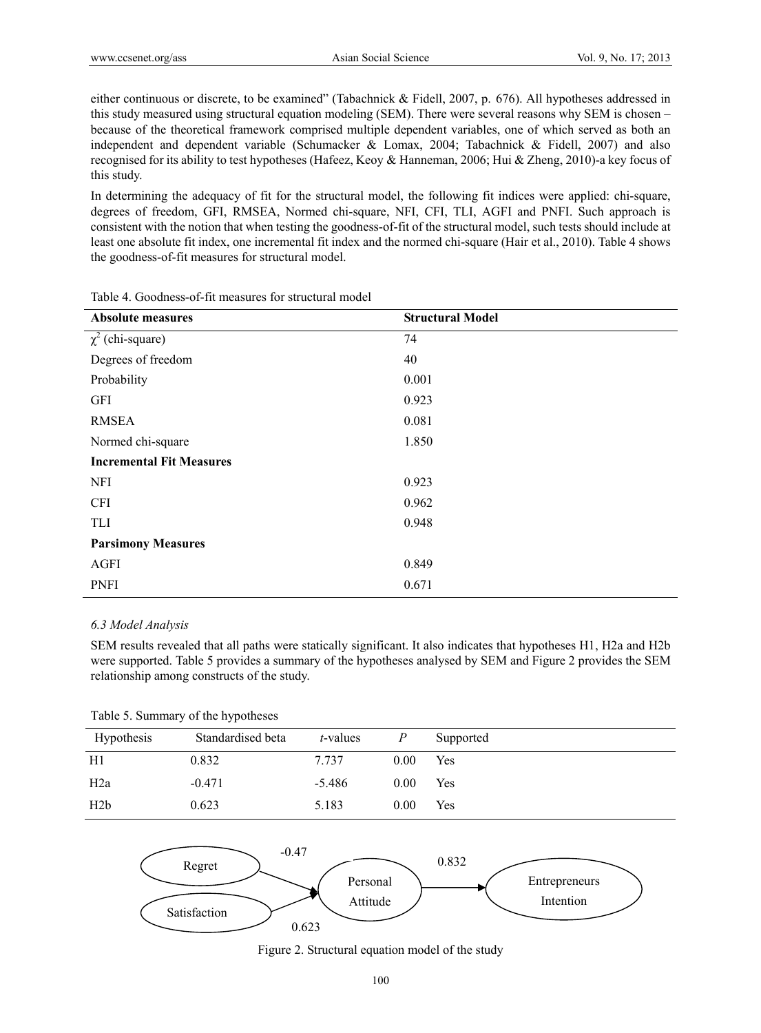either continuous or discrete, to be examined" (Tabachnick & Fidell, 2007, p. 676). All hypotheses addressed in this study measured using structural equation modeling (SEM). There were several reasons why SEM is chosen – because of the theoretical framework comprised multiple dependent variables, one of which served as both an independent and dependent variable (Schumacker & Lomax, 2004; Tabachnick & Fidell, 2007) and also recognised for its ability to test hypotheses (Hafeez, Keoy & Hanneman, 2006; Hui & Zheng, 2010)-a key focus of this study.

In determining the adequacy of fit for the structural model, the following fit indices were applied: chi-square, degrees of freedom, GFI, RMSEA, Normed chi-square, NFI, CFI, TLI, AGFI and PNFI. Such approach is consistent with the notion that when testing the goodness-of-fit of the structural model, such tests should include at least one absolute fit index, one incremental fit index and the normed chi-square (Hair et al., 2010). Table 4 shows the goodness-of-fit measures for structural model.

Table 4. Goodness-of-fit measures for structural model

| **Absolute measures** | **Structural Model** |
|---|---|
| $\chi^2$ (chi-square) | 74 |
| Degrees of freedom | 40 |
| Probability | 0.001 |
| GFI | 0.923 |
| RMSEA | 0.081 |
| Normed chi-square | 1.850 |
| **Incremental Fit Measures** | |
| NFI | 0.923 |
| CFI | 0.962 |
| TLI | 0.948 |
| **Parsimony Measures** | |
| AGFI | 0.849 |
| PNFI | 0.671 |

*6.3 Model Analysis*

SEM results revealed that all paths were statically significant. It also indicates that hypotheses H1, H2a and H2b were supported. Table 5 provides a summary of the hypotheses analysed by SEM and Figure 2 provides the SEM relationship among constructs of the study.

Table 5. Summary of the hypotheses

| Hypothesis | Standardised beta | *t*-values | *P* | Supported |
|---|---|---|---|---|
| H1 | 0.832 | 7.737 | 0.00 | Yes |
| H2a | -0.471 | -5.486 | 0.00 | Yes |
| H2b | 0.623 | 5.183 | 0.00 | Yes |

Regret

Satisfaction

-0.47

0.623

Personal Attitude

0.832

Entrepreneurs Intention

Figure 2. Structural equation model of the study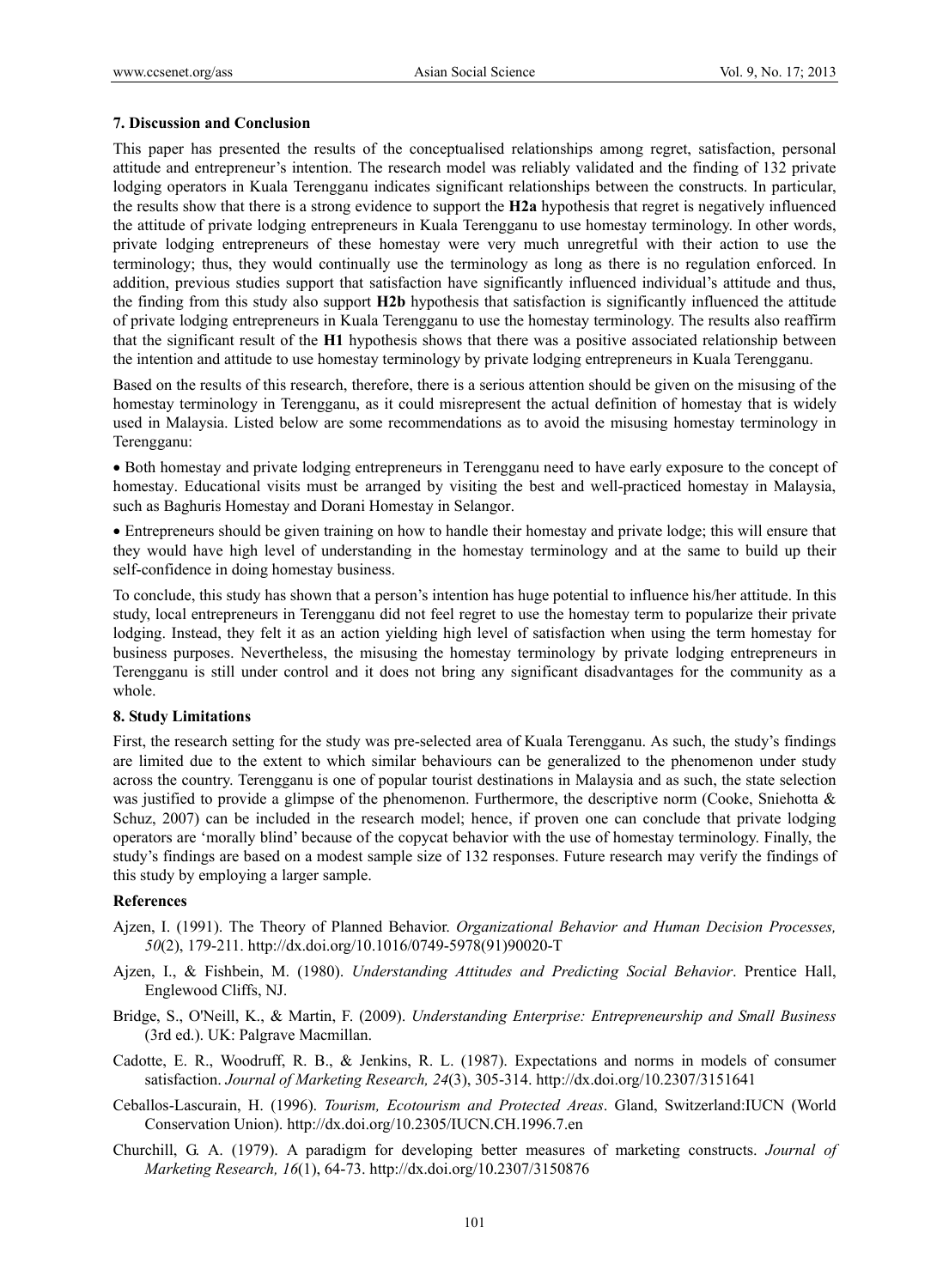## 7. Discussion and Conclusion

This paper has presented the results of the conceptualised relationships among regret, satisfaction, personal attitude and entrepreneur's intention. The research model was reliably validated and the finding of 132 private lodging operators in Kuala Terengganu indicates significant relationships between the constructs. In particular, the results show that there is a strong evidence to support the **H2a** hypothesis that regret is negatively influenced the attitude of private lodging entrepreneurs in Kuala Terengganu to use homestay terminology. In other words, private lodging entrepreneurs of these homestay were very much unregretful with their action to use the terminology; thus, they would continually use the terminology as long as there is no regulation enforced. In addition, previous studies support that satisfaction have significantly influenced individual's attitude and thus, the finding from this study also support **H2b** hypothesis that satisfaction is significantly influenced the attitude of private lodging entrepreneurs in Kuala Terengganu to use the homestay terminology. The results also reaffirm that the significant result of the **H1** hypothesis shows that there was a positive associated relationship between the intention and attitude to use homestay terminology by private lodging entrepreneurs in Kuala Terengganu.

Based on the results of this research, therefore, there is a serious attention should be given on the misusing of the homestay terminology in Terengganu, as it could misrepresent the actual definition of homestay that is widely used in Malaysia. Listed below are some recommendations as to avoid the misusing homestay terminology in Terengganu:

- Both homestay and private lodging entrepreneurs in Terengganu need to have early exposure to the concept of homestay. Educational visits must be arranged by visiting the best and well-practiced homestay in Malaysia, such as Baghuris Homestay and Dorani Homestay in Selangor.
- Entrepreneurs should be given training on how to handle their homestay and private lodge; this will ensure that they would have high level of understanding in the homestay terminology and at the same to build up their self-confidence in doing homestay business.

To conclude, this study has shown that a person's intention has huge potential to influence his/her attitude. In this study, local entrepreneurs in Terengganu did not feel regret to use the homestay term to popularize their private lodging. Instead, they felt it as an action yielding high level of satisfaction when using the term homestay for business purposes. Nevertheless, the misusing the homestay terminology by private lodging entrepreneurs in Terengganu is still under control and it does not bring any significant disadvantages for the community as a whole.

## 8. Study Limitations

First, the research setting for the study was pre-selected area of Kuala Terengganu. As such, the study's findings are limited due to the extent to which similar behaviours can be generalized to the phenomenon under study across the country. Terengganu is one of popular tourist destinations in Malaysia and as such, the state selection was justified to provide a glimpse of the phenomenon. Furthermore, the descriptive norm (Cooke, Sniehotta & Schuz, 2007) can be included in the research model; hence, if proven one can conclude that private lodging operators are 'morally blind' because of the copycat behavior with the use of homestay terminology. Finally, the study's findings are based on a modest sample size of 132 responses. Future research may verify the findings of this study by employing a larger sample.

## References

Ajzen, I. (1991). The Theory of Planned Behavior. *Organizational Behavior and Human Decision Processes, 50*(2), 179-211. http://dx.doi.org/10.1016/0749-5978(91)90020-T

Ajzen, I., & Fishbein, M. (1980). *Understanding Attitudes and Predicting Social Behavior*. Prentice Hall, Englewood Cliffs, NJ.

Bridge, S., O'Neill, K., & Martin, F. (2009). *Understanding Enterprise: Entrepreneurship and Small Business* (3rd ed.). UK: Palgrave Macmillan.

Cadotte, E. R., Woodruff, R. B., & Jenkins, R. L. (1987). Expectations and norms in models of consumer satisfaction. *Journal of Marketing Research, 24*(3), 305-314. http://dx.doi.org/10.2307/3151641

Ceballos-Lascurain, H. (1996). *Tourism, Ecotourism and Protected Areas*. Gland, Switzerland:IUCN (World Conservation Union). http://dx.doi.org/10.2305/IUCN.CH.1996.7.en

Churchill, G. A. (1979). A paradigm for developing better measures of marketing constructs. *Journal of Marketing Research, 16*(1), 64-73. http://dx.doi.org/10.2307/3150876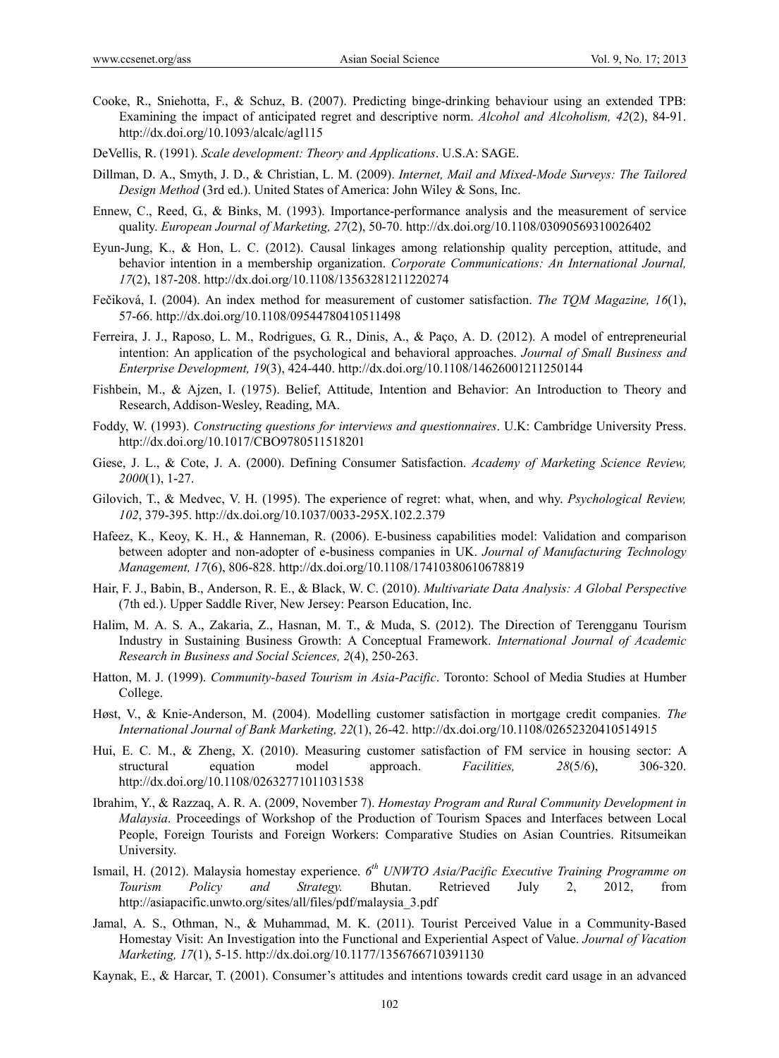Cooke, R., Sniehotta, F., & Schuz, B. (2007). Predicting binge-drinking behaviour using an extended TPB: Examining the impact of anticipated regret and descriptive norm. *Alcohol and Alcoholism, 42*(2), 84-91. http://dx.doi.org/10.1093/alcalc/agl115

DeVellis, R. (1991). *Scale development: Theory and Applications*. U.S.A: SAGE.

Dillman, D. A., Smyth, J. D., & Christian, L. M. (2009). *Internet, Mail and Mixed-Mode Surveys: The Tailored Design Method* (3rd ed.). United States of America: John Wiley & Sons, Inc.

Ennew, C., Reed, G., & Binks, M. (1993). Importance-performance analysis and the measurement of service quality. *European Journal of Marketing, 27*(2), 50-70. http://dx.doi.org/10.1108/03090569310026402

Eyun-Jung, K., & Hon, L. C. (2012). Causal linkages among relationship quality perception, attitude, and behavior intention in a membership organization. *Corporate Communications: An International Journal, 17*(2), 187-208. http://dx.doi.org/10.1108/13563281211220274

Fečiková, I. (2004). An index method for measurement of customer satisfaction. *The TQM Magazine, 16*(1), 57-66. http://dx.doi.org/10.1108/09544780410511498

Ferreira, J. J., Raposo, L. M., Rodrigues, G. R., Dinis, A., & Paço, A. D. (2012). A model of entrepreneurial intention: An application of the psychological and behavioral approaches. *Journal of Small Business and Enterprise Development, 19*(3), 424-440. http://dx.doi.org/10.1108/14626001211250144

Fishbein, M., & Ajzen, I. (1975). Belief, Attitude, Intention and Behavior: An Introduction to Theory and Research, Addison-Wesley, Reading, MA.

Foddy, W. (1993). *Constructing questions for interviews and questionnaires*. U.K: Cambridge University Press. http://dx.doi.org/10.1017/CBO9780511518201

Giese, J. L., & Cote, J. A. (2000). Defining Consumer Satisfaction. *Academy of Marketing Science Review, 2000*(1), 1-27.

Gilovich, T., & Medvec, V. H. (1995). The experience of regret: what, when, and why. *Psychological Review, 102*, 379-395. http://dx.doi.org/10.1037/0033-295X.102.2.379

Hafeez, K., Keoy, K. H., & Hanneman, R. (2006). E-business capabilities model: Validation and comparison between adopter and non-adopter of e-business companies in UK. *Journal of Manufacturing Technology Management, 17*(6), 806-828. http://dx.doi.org/10.1108/17410380610678819

Hair, F. J., Babin, B., Anderson, R. E., & Black, W. C. (2010). *Multivariate Data Analysis: A Global Perspective* (7th ed.). Upper Saddle River, New Jersey: Pearson Education, Inc.

Halim, M. A. S. A., Zakaria, Z., Hasnan, M. T., & Muda, S. (2012). The Direction of Terengganu Tourism Industry in Sustaining Business Growth: A Conceptual Framework. *International Journal of Academic Research in Business and Social Sciences, 2*(4), 250-263.

Hatton, M. J. (1999). *Community-based Tourism in Asia-Pacific*. Toronto: School of Media Studies at Humber College.

Høst, V., & Knie-Anderson, M. (2004). Modelling customer satisfaction in mortgage credit companies. *The International Journal of Bank Marketing, 22*(1), 26-42. http://dx.doi.org/10.1108/02652320410514915

Hui, E. C. M., & Zheng, X. (2010). Measuring customer satisfaction of FM service in housing sector: A structural equation model approach. *Facilities, 28*(5/6), 306-320. http://dx.doi.org/10.1108/02632771011031538

Ibrahim, Y., & Razzaq, A. R. A. (2009, November 7). *Homestay Program and Rural Community Development in Malaysia*. Proceedings of Workshop of the Production of Tourism Spaces and Interfaces between Local People, Foreign Tourists and Foreign Workers: Comparative Studies on Asian Countries. Ritsumeikan University.

Ismail, H. (2012). Malaysia homestay experience. *6th UNWTO Asia/Pacific Executive Training Programme on Tourism Policy and Strategy.* Bhutan. Retrieved July 2, 2012, from http://asiapacific.unwto.org/sites/all/files/pdf/malaysia_3.pdf

Jamal, A. S., Othman, N., & Muhammad, M. K. (2011). Tourist Perceived Value in a Community-Based Homestay Visit: An Investigation into the Functional and Experiential Aspect of Value. *Journal of Vacation Marketing, 17*(1), 5-15. http://dx.doi.org/10.1177/1356766710391130

Kaynak, E., & Harcar, T. (2001). Consumer's attitudes and intentions towards credit card usage in an advanced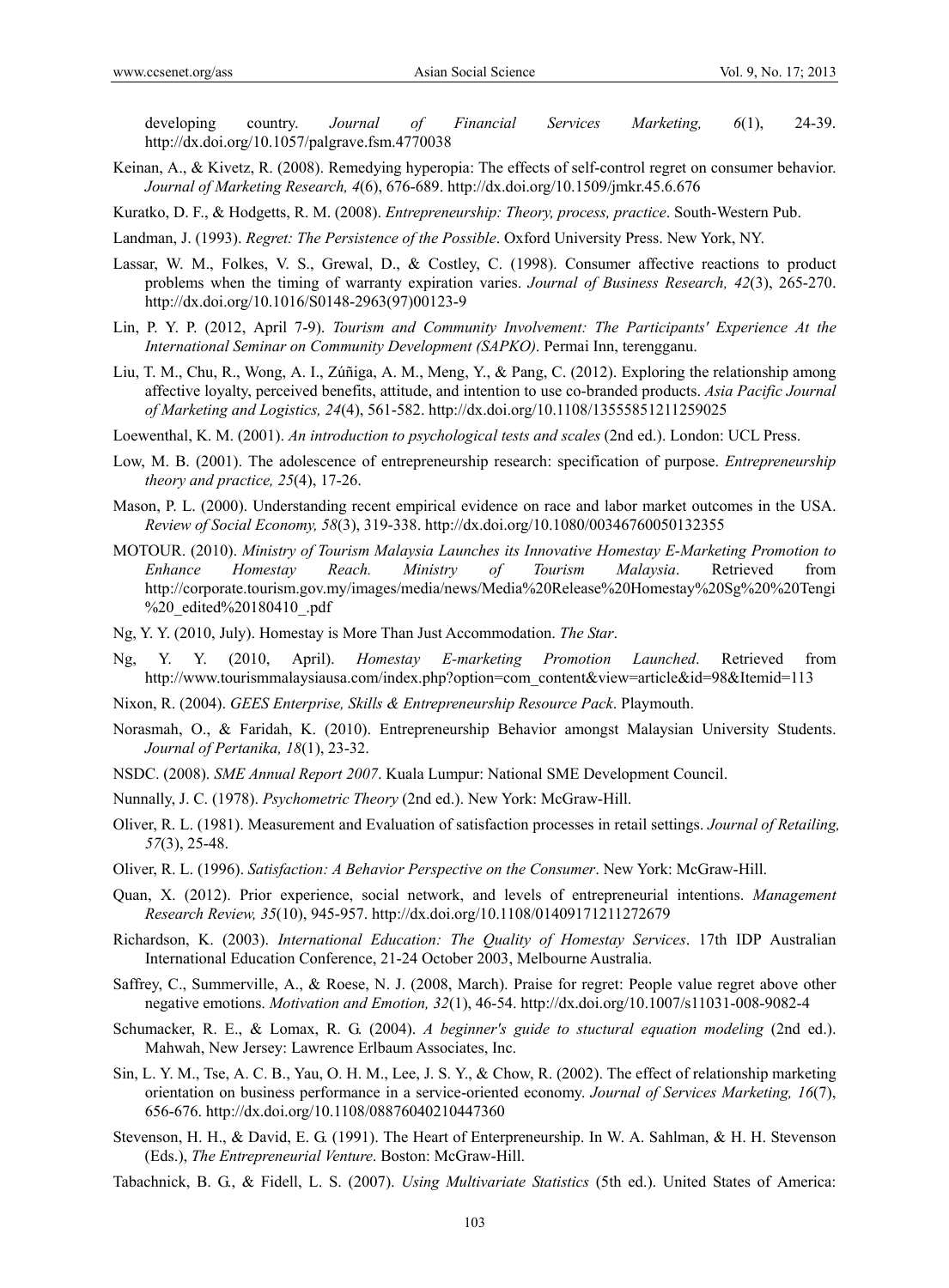developing country. *Journal of Financial Services Marketing, 6*(1), 24-39. http://dx.doi.org/10.1057/palgrave.fsm.4770038

Keinan, A., & Kivetz, R. (2008). Remedying hyperopia: The effects of self-control regret on consumer behavior. *Journal of Marketing Research, 4*(6), 676-689. http://dx.doi.org/10.1509/jmkr.45.6.676

Kuratko, D. F., & Hodgetts, R. M. (2008). *Entrepreneurship: Theory, process, practice*. South-Western Pub.

Landman, J. (1993). *Regret: The Persistence of the Possible*. Oxford University Press. New York, NY.

Lassar, W. M., Folkes, V. S., Grewal, D., & Costley, C. (1998). Consumer affective reactions to product problems when the timing of warranty expiration varies. *Journal of Business Research, 42*(3), 265-270. http://dx.doi.org/10.1016/S0148-2963(97)00123-9

Lin, P. Y. P. (2012, April 7-9). *Tourism and Community Involvement: The Participants' Experience At the International Seminar on Community Development (SAPKO)*. Permai Inn, terengganu.

Liu, T. M., Chu, R., Wong, A. I., Zúñiga, A. M., Meng, Y., & Pang, C. (2012). Exploring the relationship among affective loyalty, perceived benefits, attitude, and intention to use co-branded products. *Asia Pacific Journal of Marketing and Logistics, 24*(4), 561-582. http://dx.doi.org/10.1108/13555851211259025

Loewenthal, K. M. (2001). *An introduction to psychological tests and scales* (2nd ed.). London: UCL Press.

Low, M. B. (2001). The adolescence of entrepreneurship research: specification of purpose. *Entrepreneurship theory and practice, 25*(4), 17-26.

Mason, P. L. (2000). Understanding recent empirical evidence on race and labor market outcomes in the USA. *Review of Social Economy, 58*(3), 319-338. http://dx.doi.org/10.1080/00346760050132355

MOTOUR. (2010). *Ministry of Tourism Malaysia Launches its Innovative Homestay E-Marketing Promotion to Enhance Homestay Reach. Ministry of Tourism Malaysia*. Retrieved from http://corporate.tourism.gov.my/images/media/news/Media%20Release%20Homestay%20Sg%20%20Tengi%20_edited%20180410_.pdf

Ng, Y. Y. (2010, July). Homestay is More Than Just Accommodation. *The Star*.

Ng, Y. Y. (2010, April). *Homestay E-marketing Promotion Launched*. Retrieved from http://www.tourismmalaysiausa.com/index.php?option=com_content&view=article&id=98&Itemid=113

Nixon, R. (2004). *GEES Enterprise, Skills & Entrepreneurship Resource Pack*. Playmouth.

Norasmah, O., & Faridah, K. (2010). Entrepreneurship Behavior amongst Malaysian University Students. *Journal of Pertanika, 18*(1), 23-32.

NSDC. (2008). *SME Annual Report 2007*. Kuala Lumpur: National SME Development Council.

Nunnally, J. C. (1978). *Psychometric Theory* (2nd ed.). New York: McGraw-Hill.

Oliver, R. L. (1981). Measurement and Evaluation of satisfaction processes in retail settings. *Journal of Retailing, 57*(3), 25-48.

Oliver, R. L. (1996). *Satisfaction: A Behavior Perspective on the Consumer*. New York: McGraw-Hill.

Quan, X. (2012). Prior experience, social network, and levels of entrepreneurial intentions. *Management Research Review, 35*(10), 945-957. http://dx.doi.org/10.1108/01409171211272679

Richardson, K. (2003). *International Education: The Quality of Homestay Services*. 17th IDP Australian International Education Conference, 21-24 October 2003, Melbourne Australia.

Saffrey, C., Summerville, A., & Roese, N. J. (2008, March). Praise for regret: People value regret above other negative emotions. *Motivation and Emotion, 32*(1), 46-54. http://dx.doi.org/10.1007/s11031-008-9082-4

Schumacker, R. E., & Lomax, R. G. (2004). *A beginner's guide to stuctural equation modeling* (2nd ed.). Mahwah, New Jersey: Lawrence Erlbaum Associates, Inc.

Sin, L. Y. M., Tse, A. C. B., Yau, O. H. M., Lee, J. S. Y., & Chow, R. (2002). The effect of relationship marketing orientation on business performance in a service-oriented economy. *Journal of Services Marketing, 16*(7), 656-676. http://dx.doi.org/10.1108/08876040210447360

Stevenson, H. H., & David, E. G. (1991). The Heart of Enterpreneurship. In W. A. Sahlman, & H. H. Stevenson (Eds.), *The Entrepreneurial Venture*. Boston: McGraw-Hill.

Tabachnick, B. G., & Fidell, L. S. (2007). *Using Multivariate Statistics* (5th ed.). United States of America: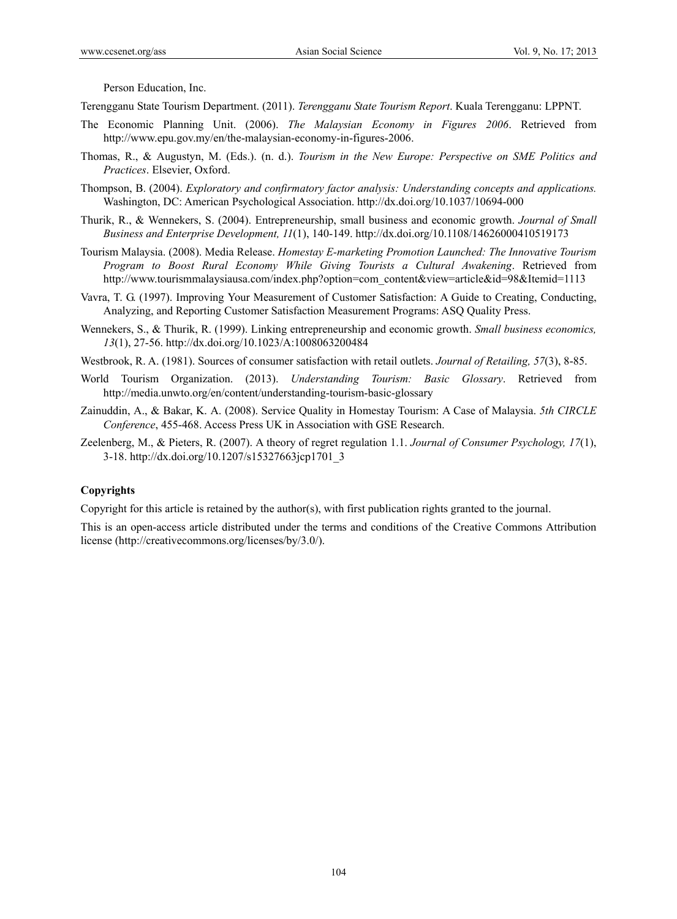Person Education, Inc.

Terengganu State Tourism Department. (2011). *Terengganu State Tourism Report*. Kuala Terengganu: LPPNT.

The Economic Planning Unit. (2006). *The Malaysian Economy in Figures 2006*. Retrieved from http://www.epu.gov.my/en/the-malaysian-economy-in-figures-2006.

Thomas, R., & Augustyn, M. (Eds.). (n. d.). *Tourism in the New Europe: Perspective on SME Politics and Practices*. Elsevier, Oxford.

Thompson, B. (2004). *Exploratory and confirmatory factor analysis: Understanding concepts and applications.* Washington, DC: American Psychological Association. http://dx.doi.org/10.1037/10694-000

Thurik, R., & Wennekers, S. (2004). Entrepreneurship, small business and economic growth. *Journal of Small Business and Enterprise Development, 11*(1), 140-149. http://dx.doi.org/10.1108/14626000410519173

Tourism Malaysia. (2008). Media Release. *Homestay E-marketing Promotion Launched: The Innovative Tourism Program to Boost Rural Economy While Giving Tourists a Cultural Awakening*. Retrieved from http://www.tourismmalaysiausa.com/index.php?option=com_content&view=article&id=98&Itemid=1113

Vavra, T. G. (1997). Improving Your Measurement of Customer Satisfaction: A Guide to Creating, Conducting, Analyzing, and Reporting Customer Satisfaction Measurement Programs: ASQ Quality Press.

Wennekers, S., & Thurik, R. (1999). Linking entrepreneurship and economic growth. *Small business economics, 13*(1), 27-56. http://dx.doi.org/10.1023/A:1008063200484

Westbrook, R. A. (1981). Sources of consumer satisfaction with retail outlets. *Journal of Retailing, 57*(3), 8-85.

World Tourism Organization. (2013). *Understanding Tourism: Basic Glossary*. Retrieved from http://media.unwto.org/en/content/understanding-tourism-basic-glossary

Zainuddin, A., & Bakar, K. A. (2008). Service Quality in Homestay Tourism: A Case of Malaysia. *5th CIRCLE Conference*, 455-468. Access Press UK in Association with GSE Research.

Zeelenberg, M., & Pieters, R. (2007). A theory of regret regulation 1.1. *Journal of Consumer Psychology, 17*(1), 3-18. http://dx.doi.org/10.1207/s15327663jcp1701_3

**Copyrights**

Copyright for this article is retained by the author(s), with first publication rights granted to the journal.

This is an open-access article distributed under the terms and conditions of the Creative Commons Attribution license (http://creativecommons.org/licenses/by/3.0/).